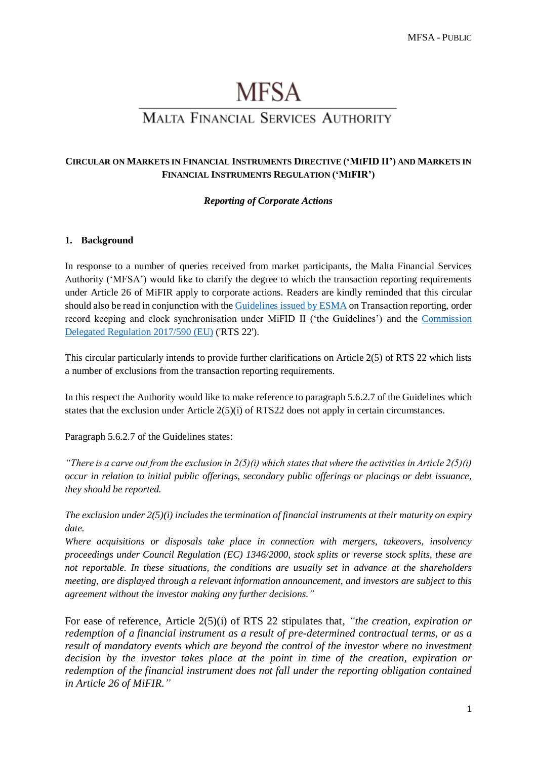# MFSA

## Malta Financial Services Authority

**Circular on Markets in Financial Instruments Directive ('MiFID II') and Markets in Financial Instruments Regulation ('MiFIR')**

***Reporting of Corporate Actions***

### 1. Background

In response to a number of queries received from market participants, the Malta Financial Services Authority ('MFSA') would like to clarify the degree to which the transaction reporting requirements under Article 26 of MiFIR apply to corporate actions. Readers are kindly reminded that this circular should also be read in conjunction with the Guidelines issued by ESMA on Transaction reporting, order record keeping and clock synchronisation under MiFID II ('the Guidelines') and the Commission Delegated Regulation 2017/590 (EU) ('RTS 22').

This circular particularly intends to provide further clarifications on Article 2(5) of RTS 22 which lists a number of exclusions from the transaction reporting requirements.

In this respect the Authority would like to make reference to paragraph 5.6.2.7 of the Guidelines which states that the exclusion under Article 2(5)(i) of RTS22 does not apply in certain circumstances.

Paragraph 5.6.2.7 of the Guidelines states:

*"There is a carve out from the exclusion in 2(5)(i) which states that where the activities in Article 2(5)(i) occur in relation to initial public offerings, secondary public offerings or placings or debt issuance, they should be reported.*

*The exclusion under 2(5)(i) includes the termination of financial instruments at their maturity on expiry date.*

*Where acquisitions or disposals take place in connection with mergers, takeovers, insolvency proceedings under Council Regulation (EC) 1346/2000, stock splits or reverse stock splits, these are not reportable. In these situations, the conditions are usually set in advance at the shareholders meeting, are displayed through a relevant information announcement, and investors are subject to this agreement without the investor making any further decisions."*

For ease of reference, Article 2(5)(i) of RTS 22 stipulates that, *"the creation, expiration or redemption of a financial instrument as a result of pre-determined contractual terms, or as a result of mandatory events which are beyond the control of the investor where no investment decision by the investor takes place at the point in time of the creation, expiration or redemption of the financial instrument does not fall under the reporting obligation contained in Article 26 of MiFIR."*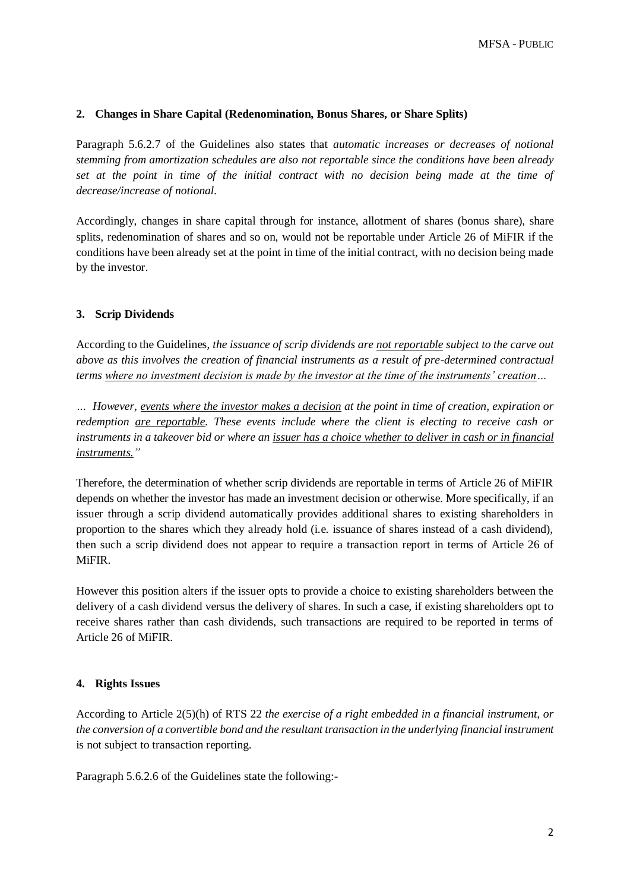## 2. Changes in Share Capital (Redenomination, Bonus Shares, or Share Splits)

Paragraph 5.6.2.7 of the Guidelines also states that *automatic increases or decreases of notional stemming from amortization schedules are also not reportable since the conditions have been already set at the point in time of the initial contract with no decision being made at the time of decrease/increase of notional.*

Accordingly, changes in share capital through for instance, allotment of shares (bonus share), share splits, redenomination of shares and so on, would not be reportable under Article 26 of MiFIR if the conditions have been already set at the point in time of the initial contract, with no decision being made by the investor.

## 3. Scrip Dividends

According to the Guidelines, *the issuance of scrip dividends are <u>not reportable</u> subject to the carve out above as this involves the creation of financial instruments as a result of pre-determined contractual terms <u>where no investment decision is made by the investor at the time of the instruments' creation</u>…*

*… However, <u>events where the investor makes a decision</u> at the point in time of creation, expiration or redemption <u>are reportable</u>. These events include where the client is electing to receive cash or instruments in a takeover bid or where an <u>issuer has a choice whether to deliver in cash or in financial instruments.</u>"*

Therefore, the determination of whether scrip dividends are reportable in terms of Article 26 of MiFIR depends on whether the investor has made an investment decision or otherwise. More specifically, if an issuer through a scrip dividend automatically provides additional shares to existing shareholders in proportion to the shares which they already hold (i.e. issuance of shares instead of a cash dividend), then such a scrip dividend does not appear to require a transaction report in terms of Article 26 of MiFIR.

However this position alters if the issuer opts to provide a choice to existing shareholders between the delivery of a cash dividend versus the delivery of shares. In such a case, if existing shareholders opt to receive shares rather than cash dividends, such transactions are required to be reported in terms of Article 26 of MiFIR.

## 4. Rights Issues

According to Article 2(5)(h) of RTS 22 *the exercise of a right embedded in a financial instrument, or the conversion of a convertible bond and the resultant transaction in the underlying financial instrument* is not subject to transaction reporting.

Paragraph 5.6.2.6 of the Guidelines state the following:-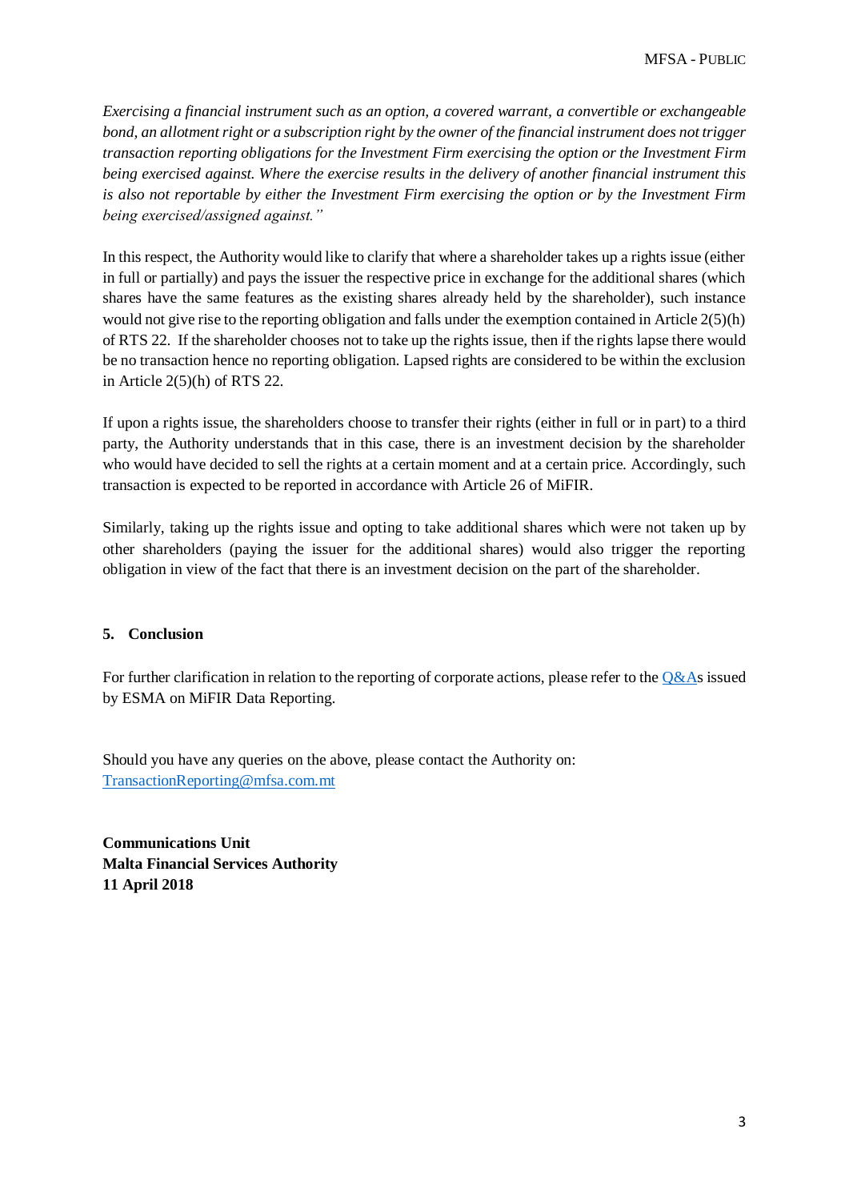*Exercising a financial instrument such as an option, a covered warrant, a convertible or exchangeable bond, an allotment right or a subscription right by the owner of the financial instrument does not trigger transaction reporting obligations for the Investment Firm exercising the option or the Investment Firm being exercised against. Where the exercise results in the delivery of another financial instrument this is also not reportable by either the Investment Firm exercising the option or by the Investment Firm being exercised/assigned against."*

In this respect, the Authority would like to clarify that where a shareholder takes up a rights issue (either in full or partially) and pays the issuer the respective price in exchange for the additional shares (which shares have the same features as the existing shares already held by the shareholder), such instance would not give rise to the reporting obligation and falls under the exemption contained in Article 2(5)(h) of RTS 22. If the shareholder chooses not to take up the rights issue, then if the rights lapse there would be no transaction hence no reporting obligation. Lapsed rights are considered to be within the exclusion in Article 2(5)(h) of RTS 22.

If upon a rights issue, the shareholders choose to transfer their rights (either in full or in part) to a third party, the Authority understands that in this case, there is an investment decision by the shareholder who would have decided to sell the rights at a certain moment and at a certain price. Accordingly, such transaction is expected to be reported in accordance with Article 26 of MiFIR.

Similarly, taking up the rights issue and opting to take additional shares which were not taken up by other shareholders (paying the issuer for the additional shares) would also trigger the reporting obligation in view of the fact that there is an investment decision on the part of the shareholder.

## 5. Conclusion

For further clarification in relation to the reporting of corporate actions, please refer to the Q&As issued by ESMA on MiFIR Data Reporting.

Should you have any queries on the above, please contact the Authority on:
TransactionReporting@mfsa.com.mt

**Communications Unit**
**Malta Financial Services Authority**
**11 April 2018**